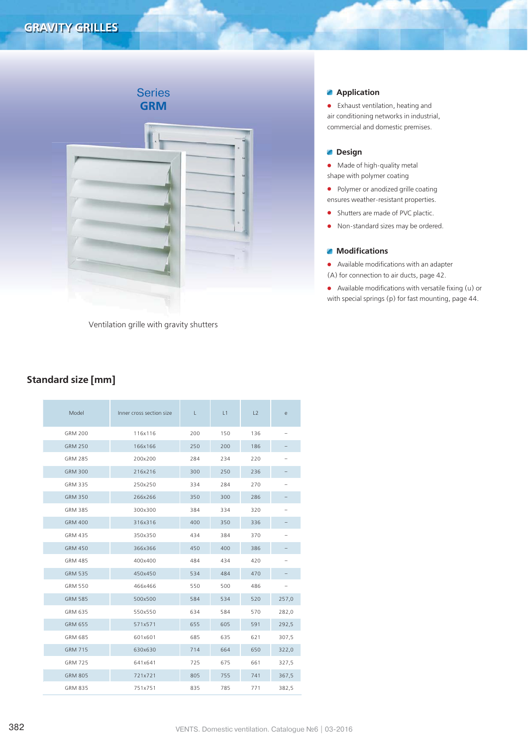# GRAVITY GRILLES

Series
**GRM**

Ventilation grille with gravity shutters

### Application

- Exhaust ventilation, heating and air conditioning networks in industrial, commercial and domestic premises.

### Design

- Made of high-quality metal shape with polymer coating
- Polymer or anodized grille coating ensures weather-resistant properties.
- Shutters are made of PVC plactic.
- Non-standard sizes may be ordered.

### Modifications

- Available modifications with an adapter (A) for connection to air ducts, page 42.
- Available modifications with versatile fixing (u) or with special springs (p) for fast mounting, page 44.

## Standard size [mm]

| Model | Inner cross section size | L | L1 | L2 | e |
|---|---|---|---|---|---|
| GRM 200 | 116x116 | 200 | 150 | 136 | – |
| GRM 250 | 166x166 | 250 | 200 | 186 | – |
| GRM 285 | 200x200 | 284 | 234 | 220 | – |
| GRM 300 | 216x216 | 300 | 250 | 236 | – |
| GRM 335 | 250x250 | 334 | 284 | 270 | – |
| GRM 350 | 266x266 | 350 | 300 | 286 | – |
| GRM 385 | 300x300 | 384 | 334 | 320 | – |
| GRM 400 | 316x316 | 400 | 350 | 336 | – |
| GRM 435 | 350x350 | 434 | 384 | 370 | – |
| GRM 450 | 366x366 | 450 | 400 | 386 | – |
| GRM 485 | 400x400 | 484 | 434 | 420 | – |
| GRM 535 | 450x450 | 534 | 484 | 470 | – |
| GRM 550 | 466x466 | 550 | 500 | 486 | – |
| GRM 585 | 500x500 | 584 | 534 | 520 | 257,0 |
| GRM 635 | 550x550 | 634 | 584 | 570 | 282,0 |
| GRM 655 | 571x571 | 655 | 605 | 591 | 292,5 |
| GRM 685 | 601x601 | 685 | 635 | 621 | 307,5 |
| GRM 715 | 630x630 | 714 | 664 | 650 | 322,0 |
| GRM 725 | 641x641 | 725 | 675 | 661 | 327,5 |
| GRM 805 | 721x721 | 805 | 755 | 741 | 367,5 |
| GRM 835 | 751x751 | 835 | 785 | 771 | 382,5 |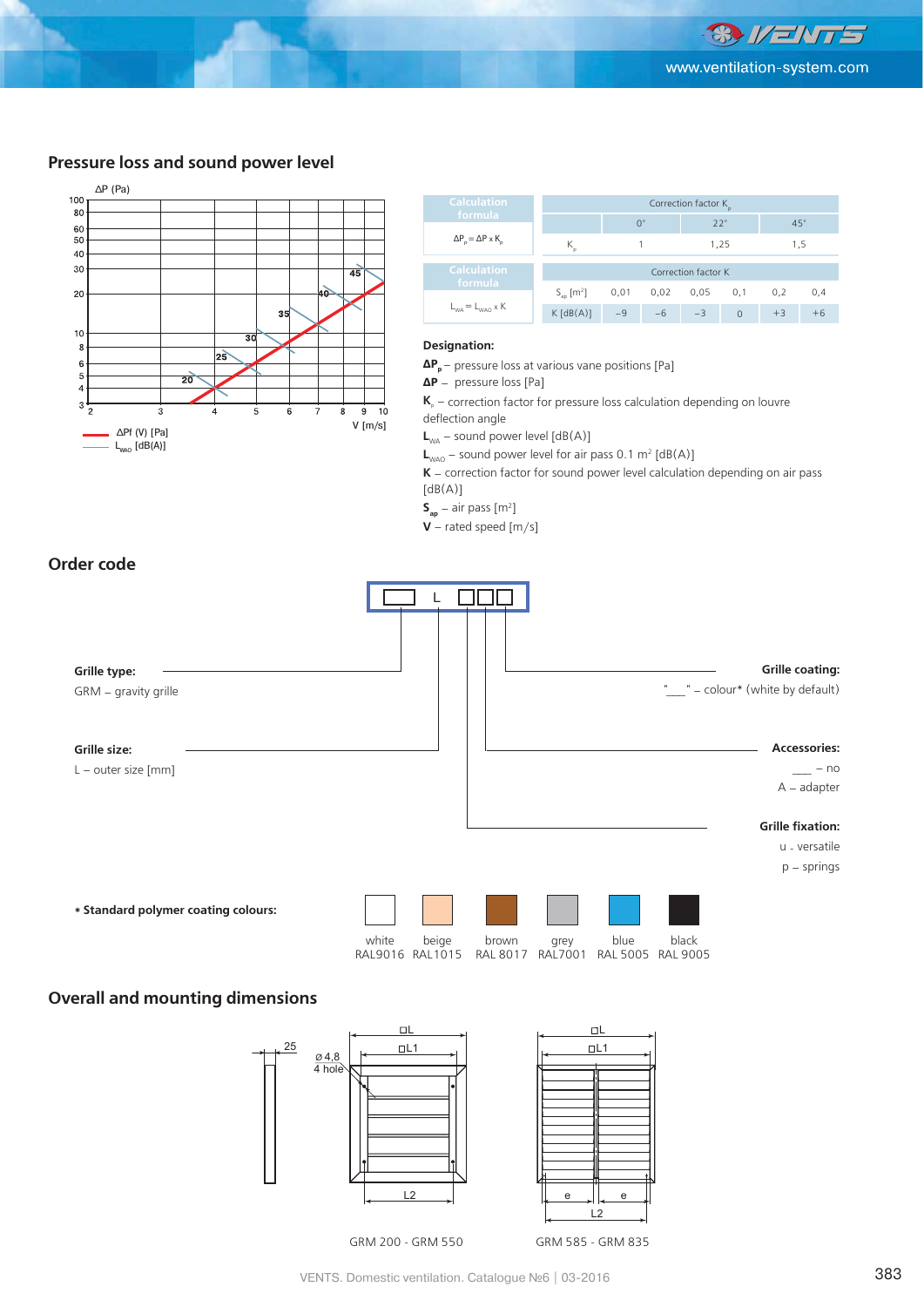## Pressure loss and sound power level

ΔP (Pa)

100, 80, 60, 50, 40, 30, 20, 10, 8, 6, 5, 4, 3

2, 3, 4, 5, 6, 7, 8, 9, 10

V [m/s]

20, 25, 30, 35, 40, 45

ΔPf (V) [Pa]

$L_{WAO}$ [dB(A)]

| Calculation formula | Correction factor $K_p$ | | |
|---|---|---|---|
| | 0° | 22° | 45° |
| $\Delta P_p = \Delta P \times K_p$ | 1 | 1,25 | 1,5 |

| Calculation formula | Correction factor K | | | | | |
|---|---|---|---|---|---|---|
| | $S_{ap}$ [m²] 0,01 | 0,02 | 0,05 | 0,1 | 0,2 | 0,4 |
| $L_{WA} = L_{WAO} \times K$ | K [dB(A)] −9 | −6 | −3 | 0 | +3 | +6 |

**Designation:**

**$\Delta P_p$** – pressure loss at various vane positions [Pa]

**ΔP** – pressure loss [Pa]

**$K_p$** – correction factor for pressure loss calculation depending on louvre deflection angle

**$L_{WA}$** – sound power level [dB(A)]

**$L_{WAO}$** – sound power level for air pass 0.1 m² [dB(A)]

**K** – correction factor for sound power level calculation depending on air pass [dB(A)]

**$S_{ap}$** – air pass [m²]

**V** – rated speed [m/s]

## Order code

☐ L ☐☐☐

**Grille type:**
GRM – gravity grille

**Grille size:**
L – outer size [mm]

**Grille coating:**
"___" – colour* (white by default)

**Accessories:**
___ – no
A – adapter

**Grille fixation:**
u - versatile
p – springs

**\* Standard polymer coating colours:**

white RAL9016, beige RAL1015, brown RAL 8017, grey RAL7001, blue RAL 5005, black RAL 9005

## Overall and mounting dimensions

25

⌀ 4,8
4 hole

☐L
☐L1
L2

GRM 200 - GRM 550

☐L
☐L1
e e
L2

GRM 585 - GRM 835